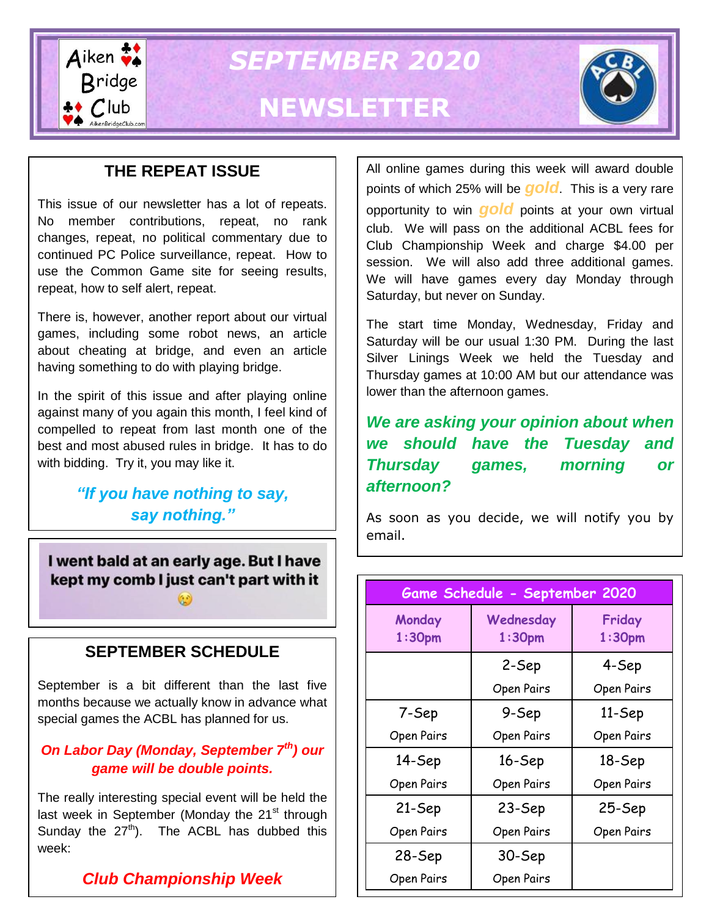# SEPTEMBER 2020 NEWSLETTER

## THE REPEAT ISSUE

This issue of our newsletter has a lot of repeats. No member contributions, repeat, no rank changes, repeat, no political commentary due to continued PC Police surveillance, repeat. How to use the Common Game site for seeing results, repeat, how to self alert, repeat.

There is, however, another report about our virtual games, including some robot news, an article about cheating at bridge, and even an article having something to do with playing bridge.

In the spirit of this issue and after playing online against many of you again this month, I feel kind of compelled to repeat from last month one of the best and most abused rules in bridge. It has to do with bidding. Try it, you may like it.

***"If you have nothing to say, say nothing."***

**I went bald at an early age. But I have kept my comb I just can't part with it** 😢

## SEPTEMBER SCHEDULE

September is a bit different than the last five months because we actually know in advance what special games the ACBL has planned for us.

***On Labor Day (Monday, September 7th) our game will be double points.***

The really interesting special event will be held the last week in September (Monday the 21st through Sunday the 27th). The ACBL has dubbed this week:

***Club Championship Week***

All online games during this week will award double points of which 25% will be *gold*. This is a very rare opportunity to win *gold* points at your own virtual club. We will pass on the additional ACBL fees for Club Championship Week and charge $4.00 per session. We will also add three additional games. We will have games every day Monday through Saturday, but never on Sunday.

The start time Monday, Wednesday, Friday and Saturday will be our usual 1:30 PM. During the last Silver Linings Week we held the Tuesday and Thursday games at 10:00 AM but our attendance was lower than the afternoon games.

***We are asking your opinion about when we should have the Tuesday and Thursday games, morning or afternoon?***

As soon as you decide, we will notify you by email.

**Game Schedule - September 2020**

| Monday 1:30pm | Wednesday 1:30pm | Friday 1:30pm |
|---|---|---|
| | 2-Sep Open Pairs | 4-Sep Open Pairs |
| 7-Sep Open Pairs | 9-Sep Open Pairs | 11-Sep Open Pairs |
| 14-Sep Open Pairs | 16-Sep Open Pairs | 18-Sep Open Pairs |
| 21-Sep Open Pairs | 23-Sep Open Pairs | 25-Sep Open Pairs |
| 28-Sep Open Pairs | 30-Sep Open Pairs | |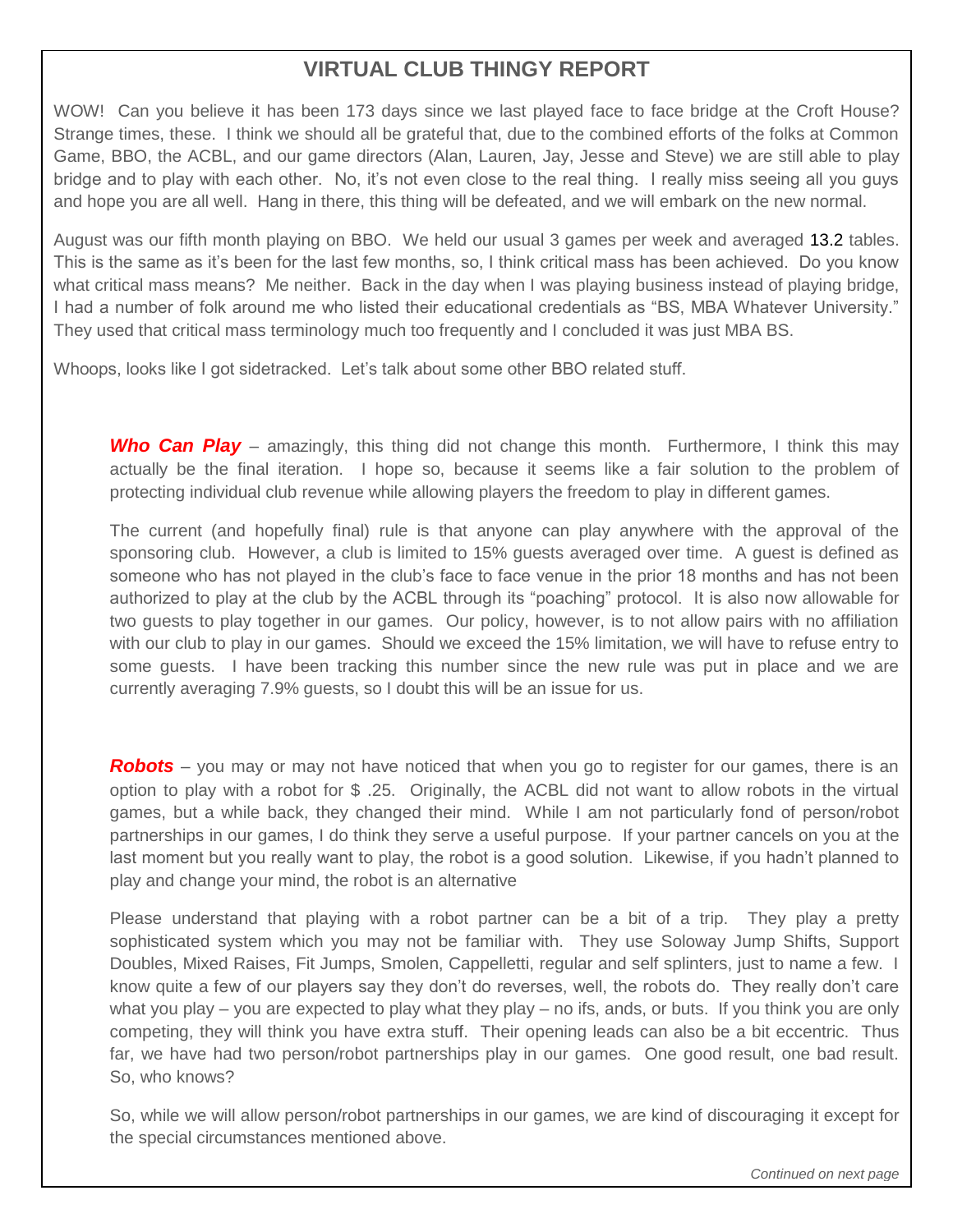## VIRTUAL CLUB THINGY REPORT

WOW! Can you believe it has been 173 days since we last played face to face bridge at the Croft House? Strange times, these. I think we should all be grateful that, due to the combined efforts of the folks at Common Game, BBO, the ACBL, and our game directors (Alan, Lauren, Jay, Jesse and Steve) we are still able to play bridge and to play with each other. No, it's not even close to the real thing. I really miss seeing all you guys and hope you are all well. Hang in there, this thing will be defeated, and we will embark on the new normal.

August was our fifth month playing on BBO. We held our usual 3 games per week and averaged 13.2 tables. This is the same as it's been for the last few months, so, I think critical mass has been achieved. Do you know what critical mass means? Me neither. Back in the day when I was playing business instead of playing bridge, I had a number of folk around me who listed their educational credentials as "BS, MBA Whatever University." They used that critical mass terminology much too frequently and I concluded it was just MBA BS.

Whoops, looks like I got sidetracked. Let's talk about some other BBO related stuff.

***Who Can Play*** – amazingly, this thing did not change this month. Furthermore, I think this may actually be the final iteration. I hope so, because it seems like a fair solution to the problem of protecting individual club revenue while allowing players the freedom to play in different games.

The current (and hopefully final) rule is that anyone can play anywhere with the approval of the sponsoring club. However, a club is limited to 15% guests averaged over time. A guest is defined as someone who has not played in the club's face to face venue in the prior 18 months and has not been authorized to play at the club by the ACBL through its "poaching" protocol. It is also now allowable for two guests to play together in our games. Our policy, however, is to not allow pairs with no affiliation with our club to play in our games. Should we exceed the 15% limitation, we will have to refuse entry to some guests. I have been tracking this number since the new rule was put in place and we are currently averaging 7.9% guests, so I doubt this will be an issue for us.

***Robots*** – you may or may not have noticed that when you go to register for our games, there is an option to play with a robot for $ .25. Originally, the ACBL did not want to allow robots in the virtual games, but a while back, they changed their mind. While I am not particularly fond of person/robot partnerships in our games, I do think they serve a useful purpose. If your partner cancels on you at the last moment but you really want to play, the robot is a good solution. Likewise, if you hadn't planned to play and change your mind, the robot is an alternative

Please understand that playing with a robot partner can be a bit of a trip. They play a pretty sophisticated system which you may not be familiar with. They use Soloway Jump Shifts, Support Doubles, Mixed Raises, Fit Jumps, Smolen, Cappelletti, regular and self splinters, just to name a few. I know quite a few of our players say they don't do reverses, well, the robots do. They really don't care what you play – you are expected to play what they play – no ifs, ands, or buts. If you think you are only competing, they will think you have extra stuff. Their opening leads can also be a bit eccentric. Thus far, we have had two person/robot partnerships play in our games. One good result, one bad result. So, who knows?

So, while we will allow person/robot partnerships in our games, we are kind of discouraging it except for the special circumstances mentioned above.

*Continued on next page*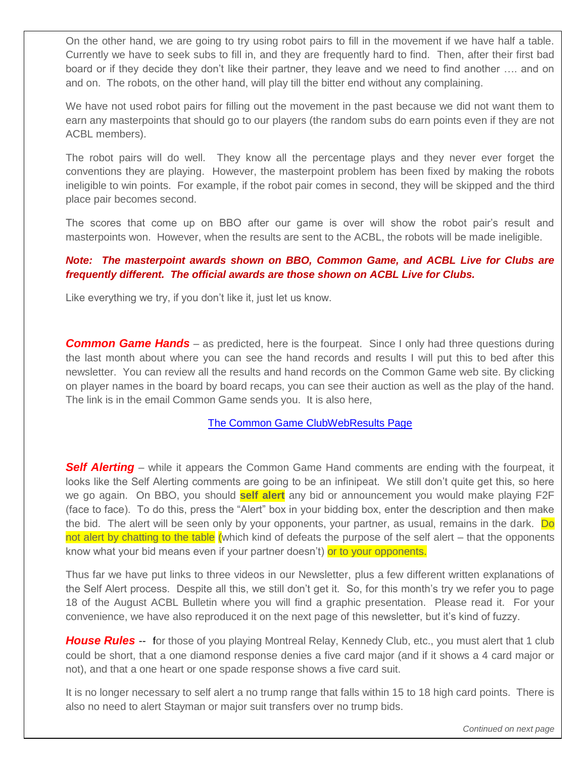On the other hand, we are going to try using robot pairs to fill in the movement if we have half a table. Currently we have to seek subs to fill in, and they are frequently hard to find. Then, after their first bad board or if they decide they don't like their partner, they leave and we need to find another …. and on and on. The robots, on the other hand, will play till the bitter end without any complaining.

We have not used robot pairs for filling out the movement in the past because we did not want them to earn any masterpoints that should go to our players (the random subs do earn points even if they are not ACBL members).

The robot pairs will do well. They know all the percentage plays and they never ever forget the conventions they are playing. However, the masterpoint problem has been fixed by making the robots ineligible to win points. For example, if the robot pair comes in second, they will be skipped and the third place pair becomes second.

The scores that come up on BBO after our game is over will show the robot pair's result and masterpoints won. However, when the results are sent to the ACBL, the robots will be made ineligible.

***Note: The masterpoint awards shown on BBO, Common Game, and ACBL Live for Clubs are frequently different. The official awards are those shown on ACBL Live for Clubs.***

Like everything we try, if you don't like it, just let us know.

***Common Game Hands*** – as predicted, here is the fourpeat. Since I only had three questions during the last month about where you can see the hand records and results I will put this to bed after this newsletter. You can review all the results and hand records on the Common Game web site. By clicking on player names in the board by board recaps, you can see their auction as well as the play of the hand. The link is in the email Common Game sends you. It is also here,

[The Common Game ClubWebResults Page]()

***Self Alerting*** – while it appears the Common Game Hand comments are ending with the fourpeat, it looks like the Self Alerting comments are going to be an infinipeat. We still don't quite get this, so here we go again. On BBO, you should **self alert** any bid or announcement you would make playing F2F (face to face). To do this, press the "Alert" box in your bidding box, enter the description and then make the bid. The alert will be seen only by your opponents, your partner, as usual, remains in the dark. Do not alert by chatting to the table (which kind of defeats the purpose of the self alert – that the opponents know what your bid means even if your partner doesn't) or to your opponents.

Thus far we have put links to three videos in our Newsletter, plus a few different written explanations of the Self Alert process. Despite all this, we still don't get it. So, for this month's try we refer you to page 18 of the August ACBL Bulletin where you will find a graphic presentation. Please read it. For your convenience, we have also reproduced it on the next page of this newsletter, but it's kind of fuzzy.

***House Rules*** -- for those of you playing Montreal Relay, Kennedy Club, etc., you must alert that 1 club could be short, that a one diamond response denies a five card major (and if it shows a 4 card major or not), and that a one heart or one spade response shows a five card suit.

It is no longer necessary to self alert a no trump range that falls within 15 to 18 high card points. There is also no need to alert Stayman or major suit transfers over no trump bids.

*Continued on next page*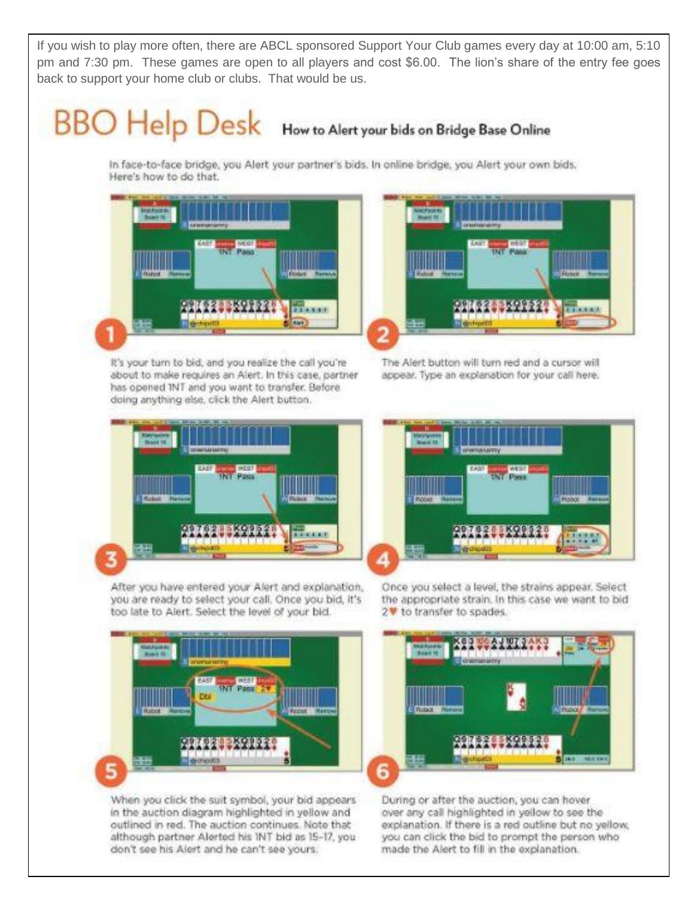If you wish to play more often, there are ABCL sponsored Support Your Club games every day at 10:00 am, 5:10 pm and 7:30 pm. These games are open to all players and cost $6.00. The lion's share of the entry fee goes back to support your home club or clubs. That would be us.

# BBO Help Desk

## How to Alert your bids on Bridge Base Online

In face-to-face bridge, you Alert your partner's bids. In online bridge, you Alert your own bids. Here's how to do that.

1. It's your turn to bid, and you realize the call you're about to make requires an Alert. In this case, partner has opened 1NT and you want to transfer. Before doing anything else, click the Alert button.

2. The Alert button will turn red and a cursor will appear. Type an explanation for your call here.

3. After you have entered your Alert and explanation, you are ready to select your call. Once you bid, it's too late to Alert. Select the level of your bid.

4. Once you select a level, the strains appear. Select the appropriate strain. In this case we want to bid 2♥ to transfer to spades.

5. When you click the suit symbol, your bid appears in the auction diagram highlighted in yellow and outlined in red. The auction continues. Note that although partner Alerted his 1NT bid as 15–17, you don't see his Alert and he can't see yours.

6. During or after the auction, you can hover over any call highlighted in yellow to see the explanation. If there is a red outline but no yellow, you can click the bid to prompt the person who made the Alert to fill in the explanation.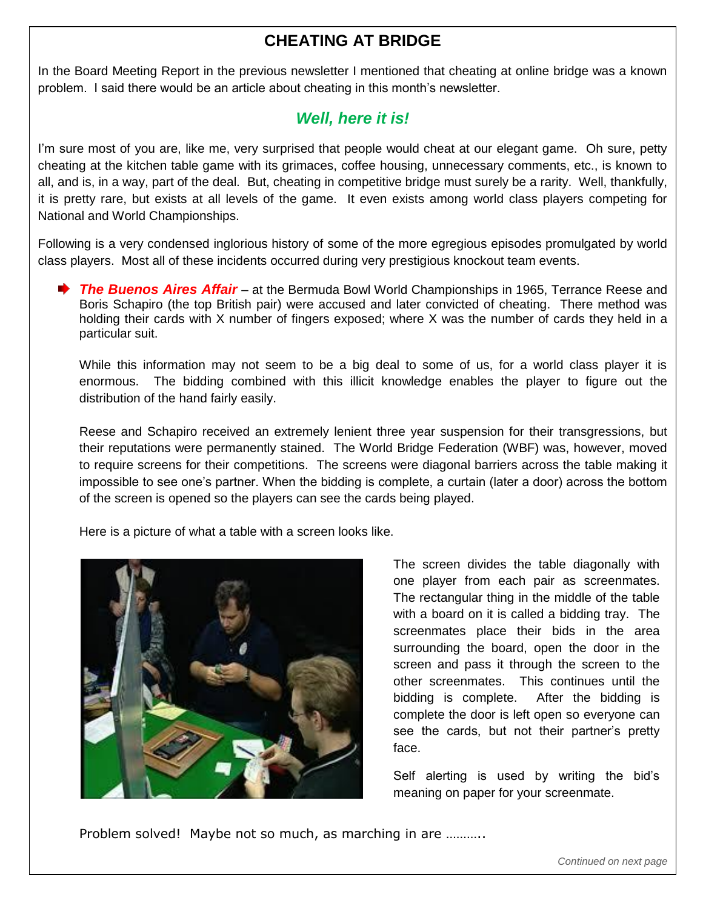# CHEATING AT BRIDGE

In the Board Meeting Report in the previous newsletter I mentioned that cheating at online bridge was a known problem. I said there would be an article about cheating in this month's newsletter.

## *Well, here it is!*

I'm sure most of you are, like me, very surprised that people would cheat at our elegant game. Oh sure, petty cheating at the kitchen table game with its grimaces, coffee housing, unnecessary comments, etc., is known to all, and is, in a way, part of the deal. But, cheating in competitive bridge must surely be a rarity. Well, thankfully, it is pretty rare, but exists at all levels of the game. It even exists among world class players competing for National and World Championships.

Following is a very condensed inglorious history of some of the more egregious episodes promulgated by world class players. Most all of these incidents occurred during very prestigious knockout team events.

- ***The Buenos Aires Affair*** – at the Bermuda Bowl World Championships in 1965, Terrance Reese and Boris Schapiro (the top British pair) were accused and later convicted of cheating. There method was holding their cards with X number of fingers exposed; where X was the number of cards they held in a particular suit.

  While this information may not seem to be a big deal to some of us, for a world class player it is enormous. The bidding combined with this illicit knowledge enables the player to figure out the distribution of the hand fairly easily.

  Reese and Schapiro received an extremely lenient three year suspension for their transgressions, but their reputations were permanently stained. The World Bridge Federation (WBF) was, however, moved to require screens for their competitions. The screens were diagonal barriers across the table making it impossible to see one's partner. When the bidding is complete, a curtain (later a door) across the bottom of the screen is opened so the players can see the cards being played.

  Here is a picture of what a table with a screen looks like.

  The screen divides the table diagonally with one player from each pair as screenmates. The rectangular thing in the middle of the table with a board on it is called a bidding tray. The screenmates place their bids in the area surrounding the board, open the door in the screen and pass it through the screen to the other screenmates. This continues until the bidding is complete. After the bidding is complete the door is left open so everyone can see the cards, but not their partner's pretty face.

  Self alerting is used by writing the bid's meaning on paper for your screenmate.

  Problem solved! Maybe not so much, as marching in are ………..

*Continued on next page*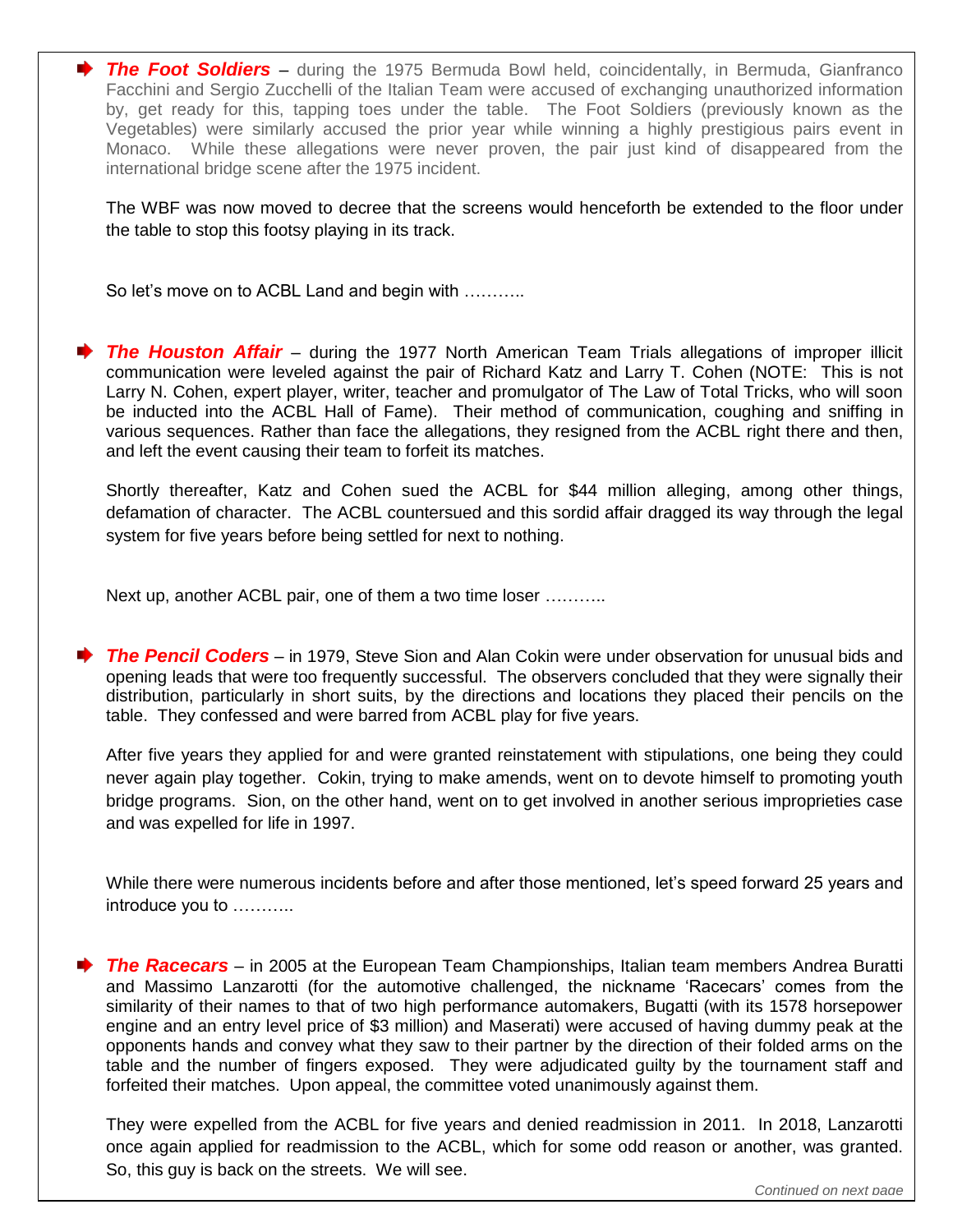- ***The Foot Soldiers*** – during the 1975 Bermuda Bowl held, coincidentally, in Bermuda, Gianfranco Facchini and Sergio Zucchelli of the Italian Team were accused of exchanging unauthorized information by, get ready for this, tapping toes under the table. The Foot Soldiers (previously known as the Vegetables) were similarly accused the prior year while winning a highly prestigious pairs event in Monaco. While these allegations were never proven, the pair just kind of disappeared from the international bridge scene after the 1975 incident.

  The WBF was now moved to decree that the screens would henceforth be extended to the floor under the table to stop this footsy playing in its track.

  So let's move on to ACBL Land and begin with ………..

- ***The Houston Affair*** – during the 1977 North American Team Trials allegations of improper illicit communication were leveled against the pair of Richard Katz and Larry T. Cohen (NOTE: This is not Larry N. Cohen, expert player, writer, teacher and promulgator of The Law of Total Tricks, who will soon be inducted into the ACBL Hall of Fame). Their method of communication, coughing and sniffing in various sequences. Rather than face the allegations, they resigned from the ACBL right there and then, and left the event causing their team to forfeit its matches.

  Shortly thereafter, Katz and Cohen sued the ACBL for $44 million alleging, among other things, defamation of character. The ACBL countersued and this sordid affair dragged its way through the legal system for five years before being settled for next to nothing.

  Next up, another ACBL pair, one of them a two time loser ………..

- ***The Pencil Coders*** – in 1979, Steve Sion and Alan Cokin were under observation for unusual bids and opening leads that were too frequently successful. The observers concluded that they were signally their distribution, particularly in short suits, by the directions and locations they placed their pencils on the table. They confessed and were barred from ACBL play for five years.

  After five years they applied for and were granted reinstatement with stipulations, one being they could never again play together. Cokin, trying to make amends, went on to devote himself to promoting youth bridge programs. Sion, on the other hand, went on to get involved in another serious improprieties case and was expelled for life in 1997.

  While there were numerous incidents before and after those mentioned, let's speed forward 25 years and introduce you to ………..

- ***The Racecars*** – in 2005 at the European Team Championships, Italian team members Andrea Buratti and Massimo Lanzarotti (for the automotive challenged, the nickname 'Racecars' comes from the similarity of their names to that of two high performance automakers, Bugatti (with its 1578 horsepower engine and an entry level price of $3 million) and Maserati) were accused of having dummy peak at the opponents hands and convey what they saw to their partner by the direction of their folded arms on the table and the number of fingers exposed. They were adjudicated guilty by the tournament staff and forfeited their matches. Upon appeal, the committee voted unanimously against them.

  They were expelled from the ACBL for five years and denied readmission in 2011. In 2018, Lanzarotti once again applied for readmission to the ACBL, which for some odd reason or another, was granted. So, this guy is back on the streets. We will see.

*Continued on next page*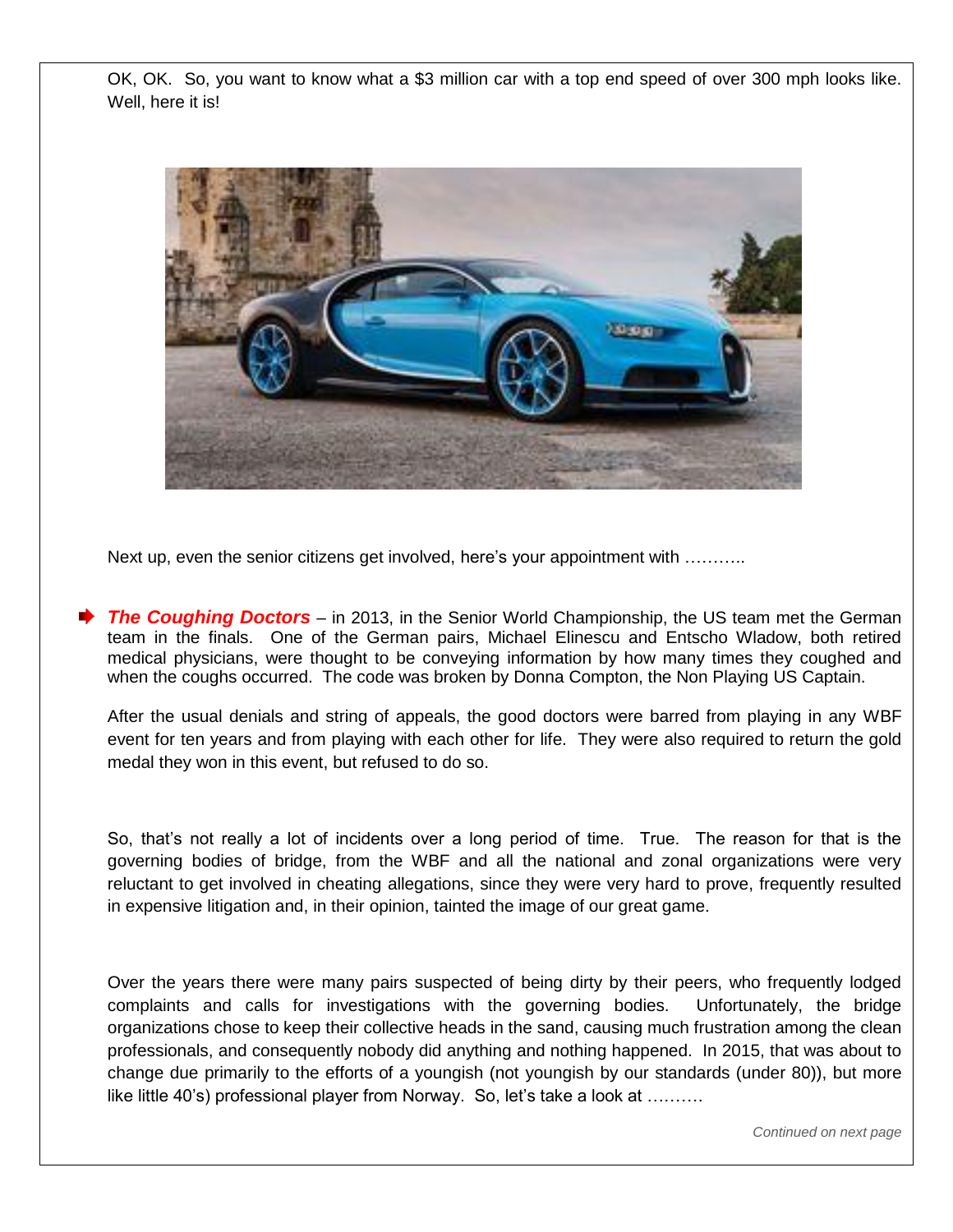OK, OK. So, you want to know what a $3 million car with a top end speed of over 300 mph looks like. Well, here it is!

Next up, even the senior citizens get involved, here's your appointment with ………..

- ***The Coughing Doctors*** – in 2013, in the Senior World Championship, the US team met the German team in the finals. One of the German pairs, Michael Elinescu and Entscho Wladow, both retired medical physicians, were thought to be conveying information by how many times they coughed and when the coughs occurred. The code was broken by Donna Compton, the Non Playing US Captain.

  After the usual denials and string of appeals, the good doctors were barred from playing in any WBF event for ten years and from playing with each other for life. They were also required to return the gold medal they won in this event, but refused to do so.

So, that's not really a lot of incidents over a long period of time. True. The reason for that is the governing bodies of bridge, from the WBF and all the national and zonal organizations were very reluctant to get involved in cheating allegations, since they were very hard to prove, frequently resulted in expensive litigation and, in their opinion, tainted the image of our great game.

Over the years there were many pairs suspected of being dirty by their peers, who frequently lodged complaints and calls for investigations with the governing bodies. Unfortunately, the bridge organizations chose to keep their collective heads in the sand, causing much frustration among the clean professionals, and consequently nobody did anything and nothing happened. In 2015, that was about to change due primarily to the efforts of a youngish (not youngish by our standards (under 80)), but more like little 40's) professional player from Norway. So, let's take a look at ……….

*Continued on next page*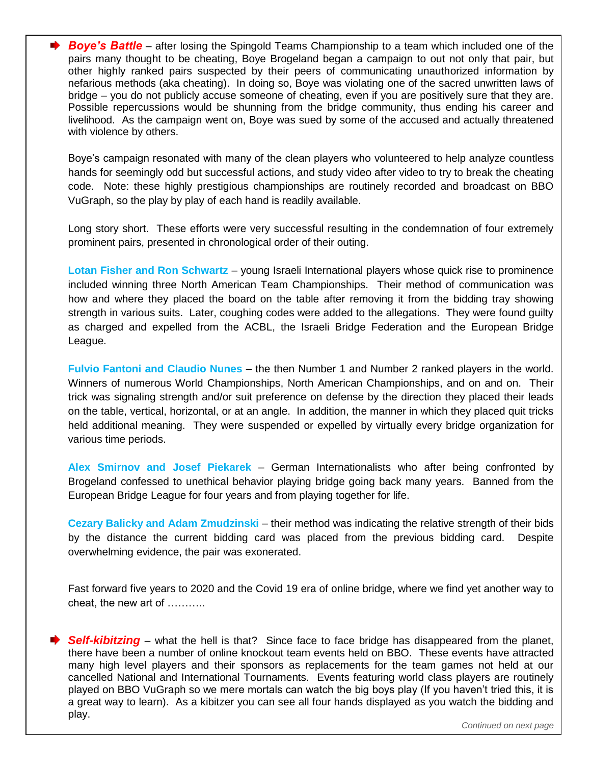➡ ***Boye's Battle*** – after losing the Spingold Teams Championship to a team which included one of the pairs many thought to be cheating, Boye Brogeland began a campaign to out not only that pair, but other highly ranked pairs suspected by their peers of communicating unauthorized information by nefarious methods (aka cheating). In doing so, Boye was violating one of the sacred unwritten laws of bridge – you do not publicly accuse someone of cheating, even if you are positively sure that they are. Possible repercussions would be shunning from the bridge community, thus ending his career and livelihood. As the campaign went on, Boye was sued by some of the accused and actually threatened with violence by others.

Boye's campaign resonated with many of the clean players who volunteered to help analyze countless hands for seemingly odd but successful actions, and study video after video to try to break the cheating code. Note: these highly prestigious championships are routinely recorded and broadcast on BBO VuGraph, so the play by play of each hand is readily available.

Long story short. These efforts were very successful resulting in the condemnation of four extremely prominent pairs, presented in chronological order of their outing.

**Lotan Fisher and Ron Schwartz** – young Israeli International players whose quick rise to prominence included winning three North American Team Championships. Their method of communication was how and where they placed the board on the table after removing it from the bidding tray showing strength in various suits. Later, coughing codes were added to the allegations. They were found guilty as charged and expelled from the ACBL, the Israeli Bridge Federation and the European Bridge League.

**Fulvio Fantoni and Claudio Nunes** – the then Number 1 and Number 2 ranked players in the world. Winners of numerous World Championships, North American Championships, and on and on. Their trick was signaling strength and/or suit preference on defense by the direction they placed their leads on the table, vertical, horizontal, or at an angle. In addition, the manner in which they placed quit tricks held additional meaning. They were suspended or expelled by virtually every bridge organization for various time periods.

**Alex Smirnov and Josef Piekarek** – German Internationalists who after being confronted by Brogeland confessed to unethical behavior playing bridge going back many years. Banned from the European Bridge League for four years and from playing together for life.

**Cezary Balicky and Adam Zmudzinski** – their method was indicating the relative strength of their bids by the distance the current bidding card was placed from the previous bidding card. Despite overwhelming evidence, the pair was exonerated.

Fast forward five years to 2020 and the Covid 19 era of online bridge, where we find yet another way to cheat, the new art of ………..

➡ ***Self-kibitzing*** – what the hell is that? Since face to face bridge has disappeared from the planet, there have been a number of online knockout team events held on BBO. These events have attracted many high level players and their sponsors as replacements for the team games not held at our cancelled National and International Tournaments. Events featuring world class players are routinely played on BBO VuGraph so we mere mortals can watch the big boys play (If you haven't tried this, it is a great way to learn). As a kibitzer you can see all four hands displayed as you watch the bidding and play.

*Continued on next page*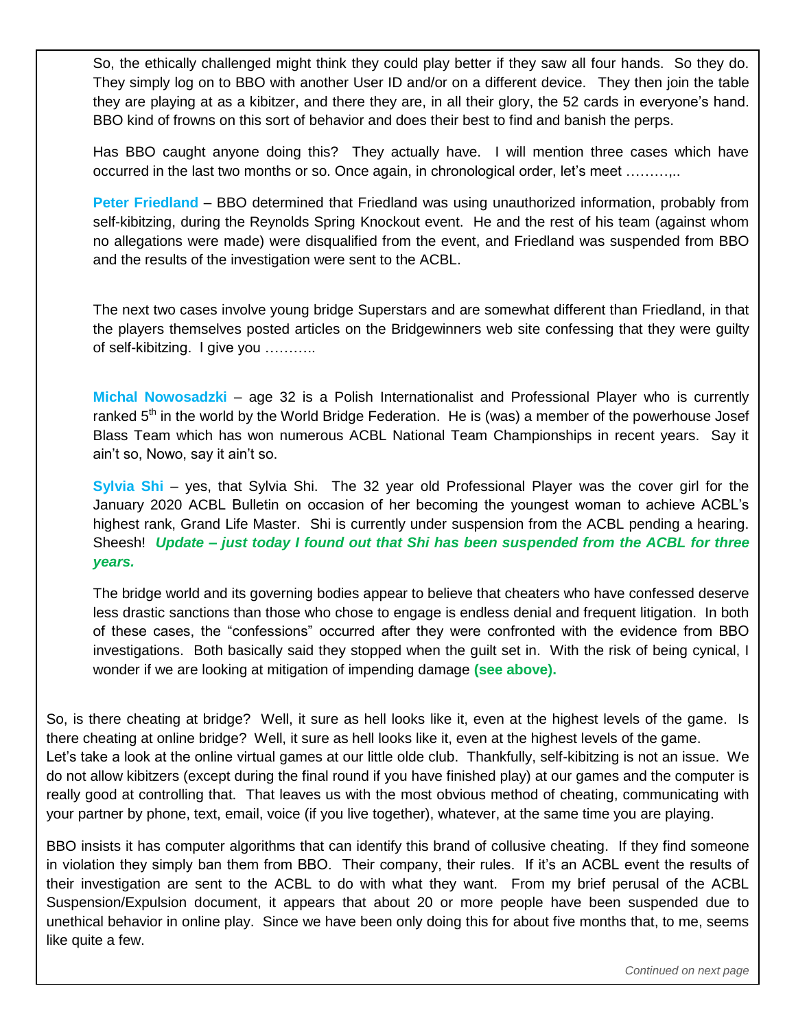So, the ethically challenged might think they could play better if they saw all four hands. So they do. They simply log on to BBO with another User ID and/or on a different device. They then join the table they are playing at as a kibitzer, and there they are, in all their glory, the 52 cards in everyone's hand. BBO kind of frowns on this sort of behavior and does their best to find and banish the perps.

Has BBO caught anyone doing this? They actually have. I will mention three cases which have occurred in the last two months or so. Once again, in chronological order, let's meet ………,..

**Peter Friedland** – BBO determined that Friedland was using unauthorized information, probably from self-kibitzing, during the Reynolds Spring Knockout event. He and the rest of his team (against whom no allegations were made) were disqualified from the event, and Friedland was suspended from BBO and the results of the investigation were sent to the ACBL.

The next two cases involve young bridge Superstars and are somewhat different than Friedland, in that the players themselves posted articles on the Bridgewinners web site confessing that they were guilty of self-kibitzing. I give you ………..

**Michal Nowosadzki** – age 32 is a Polish Internationalist and Professional Player who is currently ranked 5th in the world by the World Bridge Federation. He is (was) a member of the powerhouse Josef Blass Team which has won numerous ACBL National Team Championships in recent years. Say it ain't so, Nowo, say it ain't so.

**Sylvia Shi** – yes, that Sylvia Shi. The 32 year old Professional Player was the cover girl for the January 2020 ACBL Bulletin on occasion of her becoming the youngest woman to achieve ACBL's highest rank, Grand Life Master. Shi is currently under suspension from the ACBL pending a hearing. Sheesh! ***Update – just today I found out that Shi has been suspended from the ACBL for three years.***

The bridge world and its governing bodies appear to believe that cheaters who have confessed deserve less drastic sanctions than those who chose to engage is endless denial and frequent litigation. In both of these cases, the "confessions" occurred after they were confronted with the evidence from BBO investigations. Both basically said they stopped when the guilt set in. With the risk of being cynical, I wonder if we are looking at mitigation of impending damage **(see above).**

So, is there cheating at bridge? Well, it sure as hell looks like it, even at the highest levels of the game. Is there cheating at online bridge? Well, it sure as hell looks like it, even at the highest levels of the game. Let's take a look at the online virtual games at our little olde club. Thankfully, self-kibitzing is not an issue. We do not allow kibitzers (except during the final round if you have finished play) at our games and the computer is really good at controlling that. That leaves us with the most obvious method of cheating, communicating with your partner by phone, text, email, voice (if you live together), whatever, at the same time you are playing.

BBO insists it has computer algorithms that can identify this brand of collusive cheating. If they find someone in violation they simply ban them from BBO. Their company, their rules. If it's an ACBL event the results of their investigation are sent to the ACBL to do with what they want. From my brief perusal of the ACBL Suspension/Expulsion document, it appears that about 20 or more people have been suspended due to unethical behavior in online play. Since we have been only doing this for about five months that, to me, seems like quite a few.

*Continued on next page*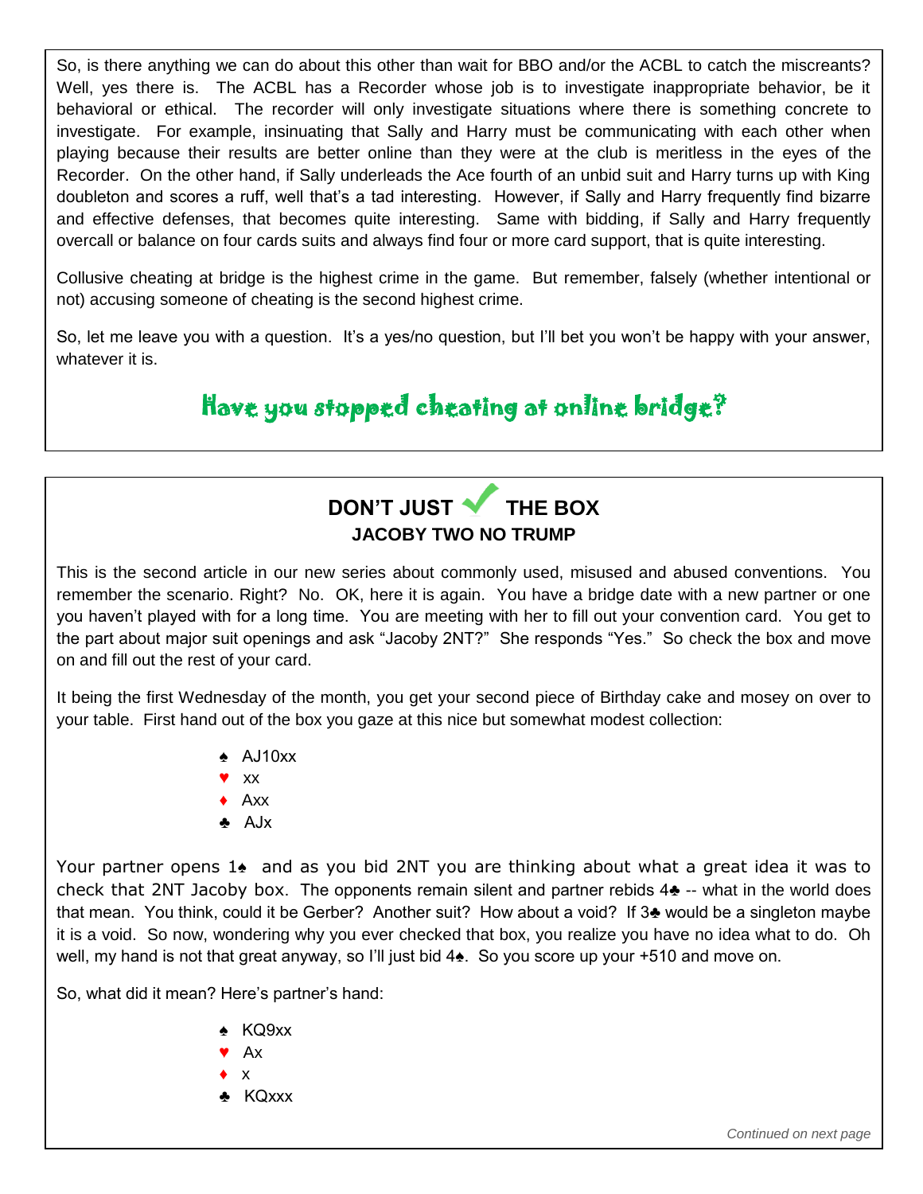So, is there anything we can do about this other than wait for BBO and/or the ACBL to catch the miscreants? Well, yes there is. The ACBL has a Recorder whose job is to investigate inappropriate behavior, be it behavioral or ethical. The recorder will only investigate situations where there is something concrete to investigate. For example, insinuating that Sally and Harry must be communicating with each other when playing because their results are better online than they were at the club is meritless in the eyes of the Recorder. On the other hand, if Sally underleads the Ace fourth of an unbid suit and Harry turns up with King doubleton and scores a ruff, well that's a tad interesting. However, if Sally and Harry frequently find bizarre and effective defenses, that becomes quite interesting. Same with bidding, if Sally and Harry frequently overcall or balance on four cards suits and always find four or more card support, that is quite interesting.

Collusive cheating at bridge is the highest crime in the game. But remember, falsely (whether intentional or not) accusing someone of cheating is the second highest crime.

So, let me leave you with a question. It's a yes/no question, but I'll bet you won't be happy with your answer, whatever it is.

## Have you stopped cheating at online bridge?

---

## DON'T JUST ✓ THE BOX
### JACOBY TWO NO TRUMP

This is the second article in our new series about commonly used, misused and abused conventions. You remember the scenario. Right? No. OK, here it is again. You have a bridge date with a new partner or one you haven't played with for a long time. You are meeting with her to fill out your convention card. You get to the part about major suit openings and ask "Jacoby 2NT?" She responds "Yes." So check the box and move on and fill out the rest of your card.

It being the first Wednesday of the month, you get your second piece of Birthday cake and mosey on over to your table. First hand out of the box you gaze at this nice but somewhat modest collection:

♠ AJ10xx
♥ xx
♦ Axx
♣ AJx

Your partner opens 1♠ and as you bid 2NT you are thinking about what a great idea it was to check that 2NT Jacoby box. The opponents remain silent and partner rebids 4♣ -- what in the world does that mean. You think, could it be Gerber? Another suit? How about a void? If 3♣ would be a singleton maybe it is a void. So now, wondering why you ever checked that box, you realize you have no idea what to do. Oh well, my hand is not that great anyway, so I'll just bid 4♠. So you score up your +510 and move on.

So, what did it mean? Here's partner's hand:

♠ KQ9xx
♥ Ax
♦ x
♣ KQxxx

*Continued on next page*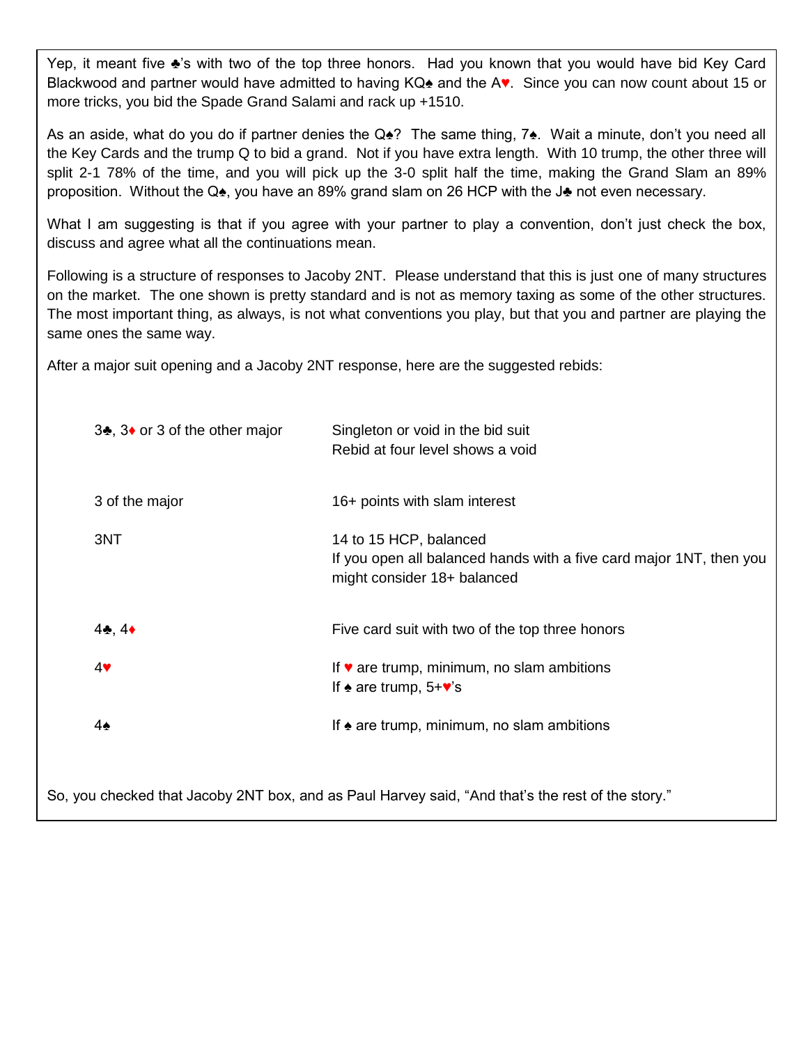Yep, it meant five ♣'s with two of the top three honors. Had you known that you would have bid Key Card Blackwood and partner would have admitted to having KQ♠ and the A♥. Since you can now count about 15 or more tricks, you bid the Spade Grand Salami and rack up +1510.

As an aside, what do you do if partner denies the Q♠? The same thing, 7♠. Wait a minute, don't you need all the Key Cards and the trump Q to bid a grand. Not if you have extra length. With 10 trump, the other three will split 2-1 78% of the time, and you will pick up the 3-0 split half the time, making the Grand Slam an 89% proposition. Without the Q♠, you have an 89% grand slam on 26 HCP with the J♣ not even necessary.

What I am suggesting is that if you agree with your partner to play a convention, don't just check the box, discuss and agree what all the continuations mean.

Following is a structure of responses to Jacoby 2NT. Please understand that this is just one of many structures on the market. The one shown is pretty standard and is not as memory taxing as some of the other structures. The most important thing, as always, is not what conventions you play, but that you and partner are playing the same ones the same way.

After a major suit opening and a Jacoby 2NT response, here are the suggested rebids:

| | |
|---|---|
| 3♣, 3♦ or 3 of the other major | Singleton or void in the bid suit<br>Rebid at four level shows a void |
| 3 of the major | 16+ points with slam interest |
| 3NT | 14 to 15 HCP, balanced<br>If you open all balanced hands with a five card major 1NT, then you might consider 18+ balanced |
| 4♣, 4♦ | Five card suit with two of the top three honors |
| 4♥ | If ♥ are trump, minimum, no slam ambitions<br>If ♠ are trump, 5+♥'s |
| 4♠ | If ♠ are trump, minimum, no slam ambitions |

So, you checked that Jacoby 2NT box, and as Paul Harvey said, "And that's the rest of the story."